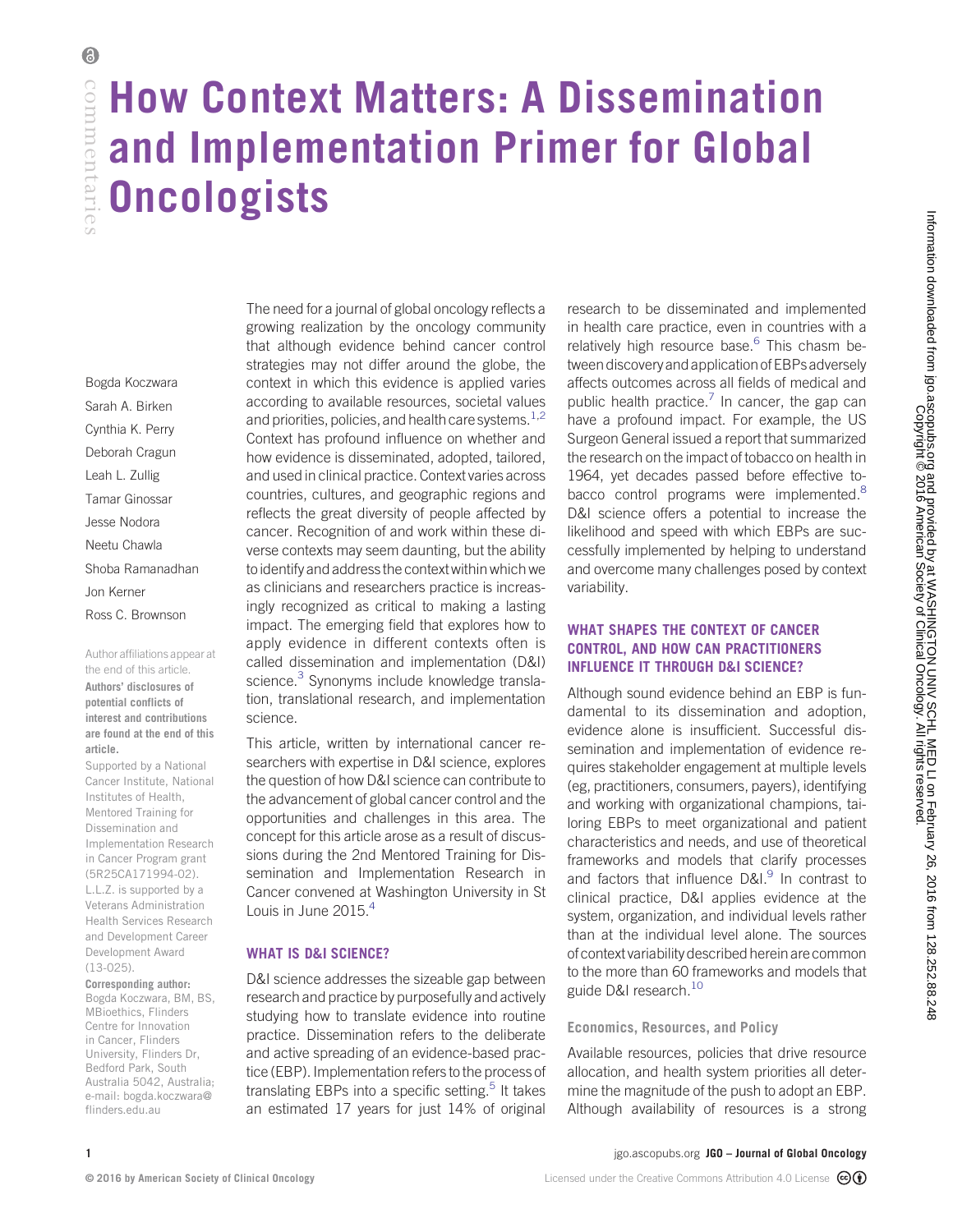# How Context Matters: A Dissemination and Implementation Primer for Global Oncologists

Bogda Koczwara
Sarah A. Birken
Cynthia K. Perry
Deborah Cragun
Leah L. Zullig
Tamar Ginossar
Jesse Nodora
Neetu Chawla
Shoba Ramanadhan
Jon Kerner
Ross C. Brownson

Author affiliations appear at the end of this article.

**Authors' disclosures of potential conflicts of interest and contributions are found at the end of this article.**

Supported by a National Cancer Institute, National Institutes of Health, Mentored Training for Dissemination and Implementation Research in Cancer Program grant (5R25CA171994-02). L.L.Z. is supported by a Veterans Administration Health Services Research and Development Career Development Award (13-025).

**Corresponding author:** Bogda Koczwara, BM, BS, MBioethics, Flinders Centre for Innovation in Cancer, Flinders University, Flinders Dr, Bedford Park, South Australia 5042, Australia; e-mail: bogda.koczwara@flinders.edu.au

The need for a journal of global oncology reflects a growing realization by the oncology community that although evidence behind cancer control strategies may not differ around the globe, the context in which this evidence is applied varies according to available resources, societal values and priorities, policies, and health care systems.[1,2] Context has profound influence on whether and how evidence is disseminated, adopted, tailored, and used in clinical practice. Context varies across countries, cultures, and geographic regions and reflects the great diversity of people affected by cancer. Recognition of and work within these diverse contexts may seem daunting, but the ability to identify and address the context within which we as clinicians and researchers practice is increasingly recognized as critical to making a lasting impact. The emerging field that explores how to apply evidence in different contexts often is called dissemination and implementation (D&I) science.[3] Synonyms include knowledge translation, translational research, and implementation science.

This article, written by international cancer researchers with expertise in D&I science, explores the question of how D&I science can contribute to the advancement of global cancer control and the opportunities and challenges in this area. The concept for this article arose as a result of discussions during the 2nd Mentored Training for Dissemination and Implementation Research in Cancer convened at Washington University in St Louis in June 2015.[4]

## WHAT IS D&I SCIENCE?

D&I science addresses the sizeable gap between research and practice by purposefully and actively studying how to translate evidence into routine practice. Dissemination refers to the deliberate and active spreading of an evidence-based practice (EBP). Implementation refers to the process of translating EBPs into a specific setting.[5] It takes an estimated 17 years for just 14% of original research to be disseminated and implemented in health care practice, even in countries with a relatively high resource base.[6] This chasm between discovery and application of EBPs adversely affects outcomes across all fields of medical and public health practice.[7] In cancer, the gap can have a profound impact. For example, the US Surgeon General issued a report that summarized the research on the impact of tobacco on health in 1964, yet decades passed before effective tobacco control programs were implemented.[8] D&I science offers a potential to increase the likelihood and speed with which EBPs are successfully implemented by helping to understand and overcome many challenges posed by context variability.

## WHAT SHAPES THE CONTEXT OF CANCER CONTROL, AND HOW CAN PRACTITIONERS INFLUENCE IT THROUGH D&I SCIENCE?

Although sound evidence behind an EBP is fundamental to its dissemination and adoption, evidence alone is insufficient. Successful dissemination and implementation of evidence requires stakeholder engagement at multiple levels (eg, practitioners, consumers, payers), identifying and working with organizational champions, tailoring EBPs to meet organizational and patient characteristics and needs, and use of theoretical frameworks and models that clarify processes and factors that influence D&I.[9] In contrast to clinical practice, D&I applies evidence at the system, organization, and individual levels rather than at the individual level alone. The sources of context variability described herein are common to the more than 60 frameworks and models that guide D&I research.[10]

### Economics, Resources, and Policy

Available resources, policies that drive resource allocation, and health system priorities all determine the magnitude of the push to adopt an EBP. Although availability of resources is a strong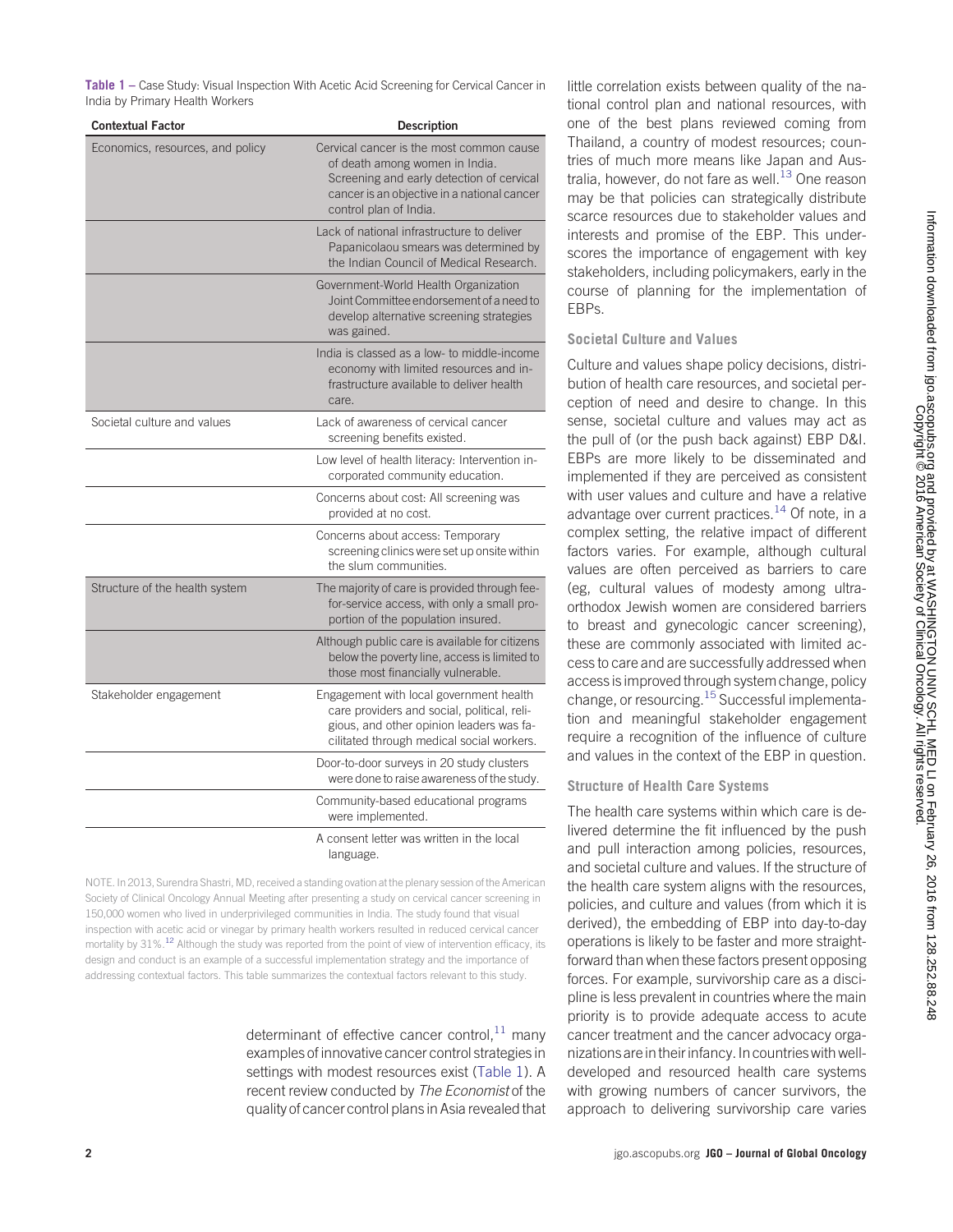**Table 1** – Case Study: Visual Inspection With Acetic Acid Screening for Cervical Cancer in India by Primary Health Workers

| Contextual Factor | Description |
|---|---|
| Economics, resources, and policy | Cervical cancer is the most common cause of death among women in India. Screening and early detection of cervical cancer is an objective in a national cancer control plan of India. |
| | Lack of national infrastructure to deliver Papanicolaou smears was determined by the Indian Council of Medical Research. |
| | Government-World Health Organization Joint Committee endorsement of a need to develop alternative screening strategies was gained. |
| | India is classed as a low- to middle-income economy with limited resources and infrastructure available to deliver health care. |
| Societal culture and values | Lack of awareness of cervical cancer screening benefits existed. |
| | Low level of health literacy: Intervention incorporated community education. |
| | Concerns about cost: All screening was provided at no cost. |
| | Concerns about access: Temporary screening clinics were set up onsite within the slum communities. |
| Structure of the health system | The majority of care is provided through fee-for-service access, with only a small proportion of the population insured. |
| | Although public care is available for citizens below the poverty line, access is limited to those most financially vulnerable. |
| Stakeholder engagement | Engagement with local government health care providers and social, political, religious, and other opinion leaders was facilitated through medical social workers. |
| | Door-to-door surveys in 20 study clusters were done to raise awareness of the study. |
| | Community-based educational programs were implemented. |
| | A consent letter was written in the local language. |

NOTE. In 2013, Surendra Shastri, MD, received a standing ovation at the plenary session of the American Society of Clinical Oncology Annual Meeting after presenting a study on cervical cancer screening in 150,000 women who lived in underprivileged communities in India. The study found that visual inspection with acetic acid or vinegar by primary health workers resulted in reduced cervical cancer mortality by 31%.[12] Although the study was reported from the point of view of intervention efficacy, its design and conduct is an example of a successful implementation strategy and the importance of addressing contextual factors. This table summarizes the contextual factors relevant to this study.

determinant of effective cancer control,[11] many examples of innovative cancer control strategies in settings with modest resources exist (Table 1). A recent review conducted by *The Economist* of the quality of cancer control plans in Asia revealed that little correlation exists between quality of the national control plan and national resources, with one of the best plans reviewed coming from Thailand, a country of modest resources; countries of much more means like Japan and Australia, however, do not fare as well.[13] One reason may be that policies can strategically distribute scarce resources due to stakeholder values and interests and promise of the EBP. This underscores the importance of engagement with key stakeholders, including policymakers, early in the course of planning for the implementation of EBPs.

### Societal Culture and Values

Culture and values shape policy decisions, distribution of health care resources, and societal perception of need and desire to change. In this sense, societal culture and values may act as the pull of (or the push back against) EBP D&I. EBPs are more likely to be disseminated and implemented if they are perceived as consistent with user values and culture and have a relative advantage over current practices.[14] Of note, in a complex setting, the relative impact of different factors varies. For example, although cultural values are often perceived as barriers to care (eg, cultural values of modesty among ultra-orthodox Jewish women are considered barriers to breast and gynecologic cancer screening), these are commonly associated with limited access to care and are successfully addressed when access is improved through system change, policy change, or resourcing.[15] Successful implementation and meaningful stakeholder engagement require a recognition of the influence of culture and values in the context of the EBP in question.

### Structure of Health Care Systems

The health care systems within which care is delivered determine the fit influenced by the push and pull interaction among policies, resources, and societal culture and values. If the structure of the health care system aligns with the resources, policies, and culture and values (from which it is derived), the embedding of EBP into day-to-day operations is likely to be faster and more straightforward than when these factors present opposing forces. For example, survivorship care as a discipline is less prevalent in countries where the main priority is to provide adequate access to acute cancer treatment and the cancer advocacy organizations are in their infancy. In countries with well-developed and resourced health care systems with growing numbers of cancer survivors, the approach to delivering survivorship care varies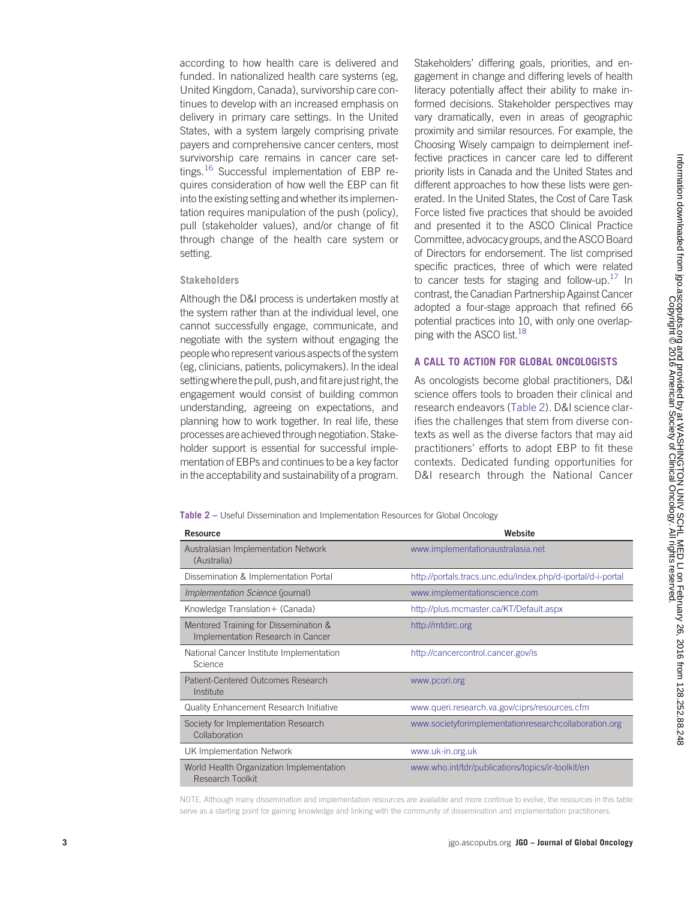according to how health care is delivered and funded. In nationalized health care systems (eg, United Kingdom, Canada), survivorship care continues to develop with an increased emphasis on delivery in primary care settings. In the United States, with a system largely comprising private payers and comprehensive cancer centers, most survivorship care remains in cancer care settings.[16] Successful implementation of EBP requires consideration of how well the EBP can fit into the existing setting and whether its implementation requires manipulation of the push (policy), pull (stakeholder values), and/or change of fit through change of the health care system or setting.

### Stakeholders

Although the D&I process is undertaken mostly at the system rather than at the individual level, one cannot successfully engage, communicate, and negotiate with the system without engaging the people who represent various aspects of the system (eg, clinicians, patients, policymakers). In the ideal setting where the pull, push, and fit are just right, the engagement would consist of building common understanding, agreeing on expectations, and planning how to work together. In real life, these processes are achieved through negotiation. Stakeholder support is essential for successful implementation of EBPs and continues to be a key factor in the acceptability and sustainability of a program. Stakeholders' differing goals, priorities, and engagement in change and differing levels of health literacy potentially affect their ability to make informed decisions. Stakeholder perspectives may vary dramatically, even in areas of geographic proximity and similar resources. For example, the Choosing Wisely campaign to deimplement ineffective practices in cancer care led to different priority lists in Canada and the United States and different approaches to how these lists were generated. In the United States, the Cost of Care Task Force listed five practices that should be avoided and presented it to the ASCO Clinical Practice Committee, advocacy groups, and the ASCO Board of Directors for endorsement. The list comprised specific practices, three of which were related to cancer tests for staging and follow-up.[17] In contrast, the Canadian Partnership Against Cancer adopted a four-stage approach that refined 66 potential practices into 10, with only one overlapping with the ASCO list.[18]

## A CALL TO ACTION FOR GLOBAL ONCOLOGISTS

As oncologists become global practitioners, D&I science offers tools to broaden their clinical and research endeavors (Table 2). D&I science clarifies the challenges that stem from diverse contexts as well as the diverse factors that may aid practitioners' efforts to adopt EBP to fit these contexts. Dedicated funding opportunities for D&I research through the National Cancer

**Table 2** – Useful Dissemination and Implementation Resources for Global Oncology

| Resource | Website |
|---|---|
| Australasian Implementation Network (Australia) | www.implementationaustralasia.net |
| Dissemination & Implementation Portal | http://portals.tracs.unc.edu/index.php/d-iportal/d-i-portal |
| *Implementation Science* (journal) | www.implementationscience.com |
| Knowledge Translation+ (Canada) | http://plus.mcmaster.ca/KT/Default.aspx |
| Mentored Training for Dissemination & Implementation Research in Cancer | http://mtdirc.org |
| National Cancer Institute Implementation Science | http://cancercontrol.cancer.gov/is |
| Patient-Centered Outcomes Research Institute | www.pcori.org |
| Quality Enhancement Research Initiative | www.queri.research.va.gov/ciprs/resources.cfm |
| Society for Implementation Research Collaboration | www.societyforimplementationresearchcollaboration.org |
| UK Implementation Network | www.uk-in.org.uk |
| World Health Organization Implementation Research Toolkit | www.who.int/tdr/publications/topics/ir-toolkit/en |

NOTE. Although many dissemination and implementation resources are available and more continue to evolve, the resources in this table serve as a starting point for gaining knowledge and linking with the community of dissemination and implementation practitioners.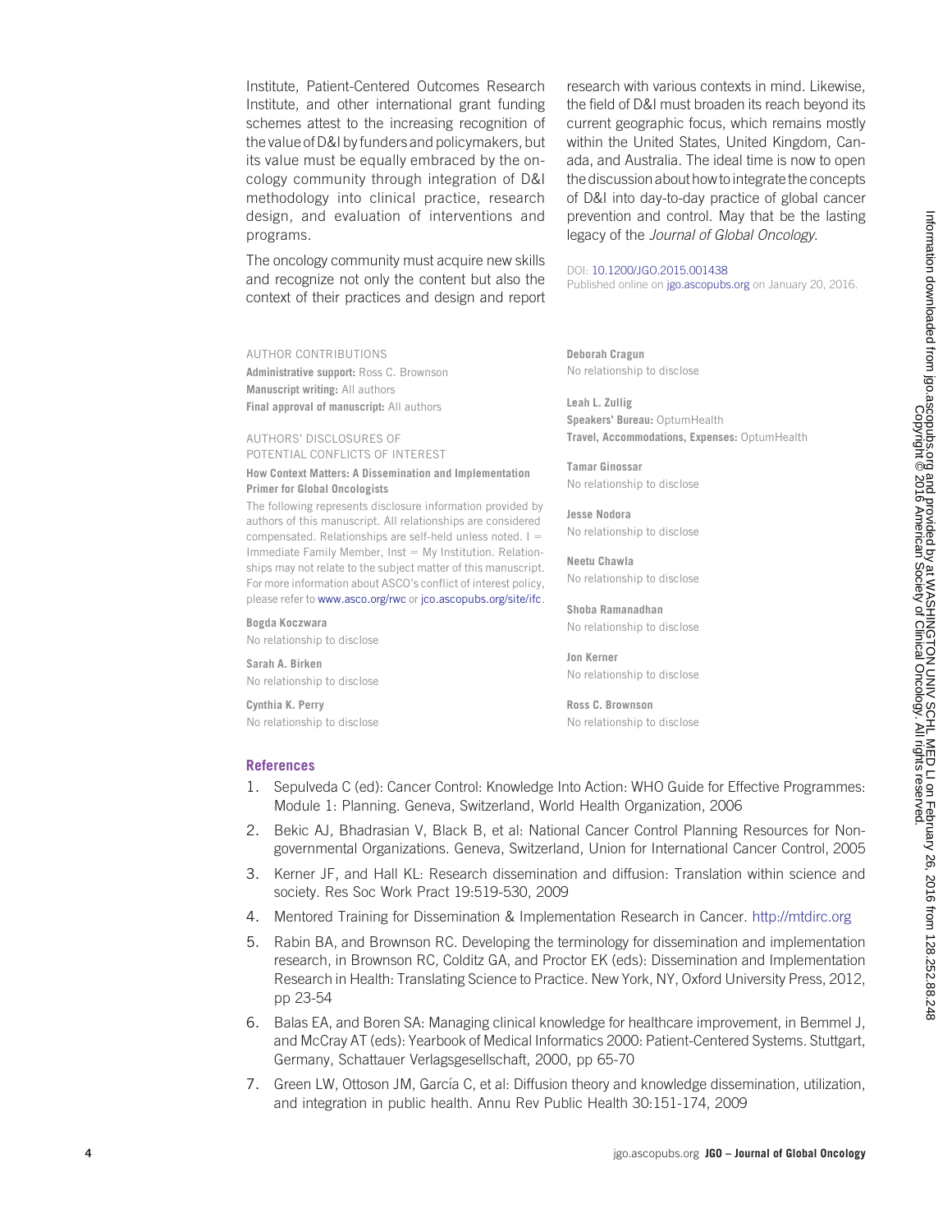Institute, Patient-Centered Outcomes Research Institute, and other international grant funding schemes attest to the increasing recognition of the value of D&I by funders and policymakers, but its value must be equally embraced by the oncology community through integration of D&I methodology into clinical practice, research design, and evaluation of interventions and programs.

The oncology community must acquire new skills and recognize not only the content but also the context of their practices and design and report research with various contexts in mind. Likewise, the field of D&I must broaden its reach beyond its current geographic focus, which remains mostly within the United States, United Kingdom, Canada, and Australia. The ideal time is now to open the discussion about how to integrate the concepts of D&I into day-to-day practice of global cancer prevention and control. May that be the lasting legacy of the *Journal of Global Oncology*.

DOI: 10.1200/JGO.2015.001438
Published online on jgo.ascopubs.org on January 20, 2016.

AUTHOR CONTRIBUTIONS

**Administrative support:** Ross C. Brownson
**Manuscript writing:** All authors
**Final approval of manuscript:** All authors

AUTHORS' DISCLOSURES OF POTENTIAL CONFLICTS OF INTEREST

**How Context Matters: A Dissemination and Implementation Primer for Global Oncologists**

The following represents disclosure information provided by authors of this manuscript. All relationships are considered compensated. Relationships are self-held unless noted. I = Immediate Family Member, Inst = My Institution. Relationships may not relate to the subject matter of this manuscript. For more information about ASCO's conflict of interest policy, please refer to www.asco.org/rwc or jco.ascopubs.org/site/ifc.

**Bogda Koczwara**
No relationship to disclose

**Sarah A. Birken**
No relationship to disclose

**Cynthia K. Perry**
No relationship to disclose

**Deborah Cragun**
No relationship to disclose

**Leah L. Zullig**
**Speakers' Bureau:** OptumHealth
**Travel, Accommodations, Expenses:** OptumHealth

**Tamar Ginossar**
No relationship to disclose

**Jesse Nodora**
No relationship to disclose

**Neetu Chawla**
No relationship to disclose

**Shoba Ramanadhan**
No relationship to disclose

**Jon Kerner**
No relationship to disclose

**Ross C. Brownson**
No relationship to disclose

## References

1. Sepulveda C (ed): Cancer Control: Knowledge Into Action: WHO Guide for Effective Programmes: Module 1: Planning. Geneva, Switzerland, World Health Organization, 2006
2. Bekic AJ, Bhadrasian V, Black B, et al: National Cancer Control Planning Resources for Non-governmental Organizations. Geneva, Switzerland, Union for International Cancer Control, 2005
3. Kerner JF, and Hall KL: Research dissemination and diffusion: Translation within science and society. Res Soc Work Pract 19:519-530, 2009
4. Mentored Training for Dissemination & Implementation Research in Cancer. http://mtdirc.org
5. Rabin BA, and Brownson RC. Developing the terminology for dissemination and implementation research, in Brownson RC, Colditz GA, and Proctor EK (eds): Dissemination and Implementation Research in Health: Translating Science to Practice. New York, NY, Oxford University Press, 2012, pp 23-54
6. Balas EA, and Boren SA: Managing clinical knowledge for healthcare improvement, in Bemmel J, and McCray AT (eds): Yearbook of Medical Informatics 2000: Patient-Centered Systems. Stuttgart, Germany, Schattauer Verlagsgesellschaft, 2000, pp 65-70
7. Green LW, Ottoson JM, García C, et al: Diffusion theory and knowledge dissemination, utilization, and integration in public health. Annu Rev Public Health 30:151-174, 2009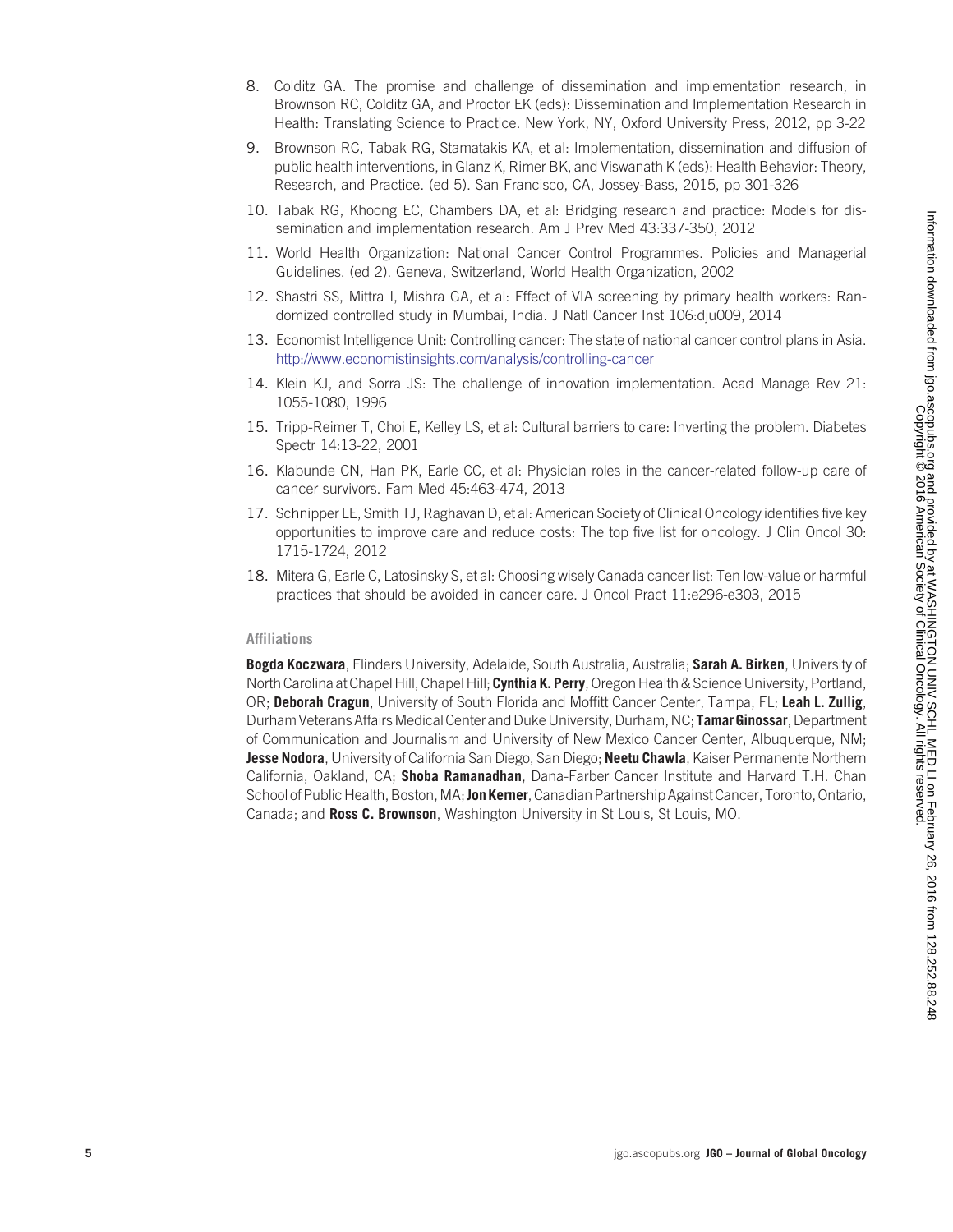8. Colditz GA. The promise and challenge of dissemination and implementation research, in Brownson RC, Colditz GA, and Proctor EK (eds): Dissemination and Implementation Research in Health: Translating Science to Practice. New York, NY, Oxford University Press, 2012, pp 3-22
9. Brownson RC, Tabak RG, Stamatakis KA, et al: Implementation, dissemination and diffusion of public health interventions, in Glanz K, Rimer BK, and Viswanath K (eds): Health Behavior: Theory, Research, and Practice. (ed 5). San Francisco, CA, Jossey-Bass, 2015, pp 301-326
10. Tabak RG, Khoong EC, Chambers DA, et al: Bridging research and practice: Models for dissemination and implementation research. Am J Prev Med 43:337-350, 2012
11. World Health Organization: National Cancer Control Programmes. Policies and Managerial Guidelines. (ed 2). Geneva, Switzerland, World Health Organization, 2002
12. Shastri SS, Mittra I, Mishra GA, et al: Effect of VIA screening by primary health workers: Randomized controlled study in Mumbai, India. J Natl Cancer Inst 106:dju009, 2014
13. Economist Intelligence Unit: Controlling cancer: The state of national cancer control plans in Asia. http://www.economistinsights.com/analysis/controlling-cancer
14. Klein KJ, and Sorra JS: The challenge of innovation implementation. Acad Manage Rev 21: 1055-1080, 1996
15. Tripp-Reimer T, Choi E, Kelley LS, et al: Cultural barriers to care: Inverting the problem. Diabetes Spectr 14:13-22, 2001
16. Klabunde CN, Han PK, Earle CC, et al: Physician roles in the cancer-related follow-up care of cancer survivors. Fam Med 45:463-474, 2013
17. Schnipper LE, Smith TJ, Raghavan D, et al: American Society of Clinical Oncology identifies five key opportunities to improve care and reduce costs: The top five list for oncology. J Clin Oncol 30: 1715-1724, 2012
18. Mitera G, Earle C, Latosinsky S, et al: Choosing wisely Canada cancer list: Ten low-value or harmful practices that should be avoided in cancer care. J Oncol Pract 11:e296-e303, 2015

### Affiliations

**Bogda Koczwara**, Flinders University, Adelaide, South Australia, Australia; **Sarah A. Birken**, University of North Carolina at Chapel Hill, Chapel Hill; **Cynthia K. Perry**, Oregon Health & Science University, Portland, OR; **Deborah Cragun**, University of South Florida and Moffitt Cancer Center, Tampa, FL; **Leah L. Zullig**, Durham Veterans Affairs Medical Center and Duke University, Durham, NC; **Tamar Ginossar**, Department of Communication and Journalism and University of New Mexico Cancer Center, Albuquerque, NM; **Jesse Nodora**, University of California San Diego, San Diego; **Neetu Chawla**, Kaiser Permanente Northern California, Oakland, CA; **Shoba Ramanadhan**, Dana-Farber Cancer Institute and Harvard T.H. Chan School of Public Health, Boston, MA; **Jon Kerner**, Canadian Partnership Against Cancer, Toronto, Ontario, Canada; and **Ross C. Brownson**, Washington University in St Louis, St Louis, MO.